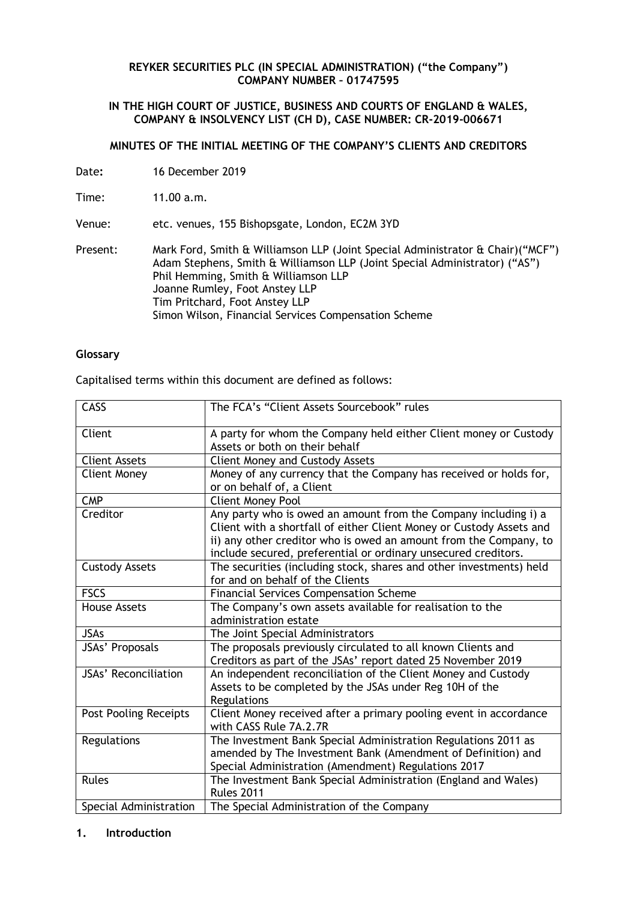**REYKER SECURITIES PLC (IN SPECIAL ADMINISTRATION) ("the Company")**
**COMPANY NUMBER – 01747595**

**IN THE HIGH COURT OF JUSTICE, BUSINESS AND COURTS OF ENGLAND & WALES, COMPANY & INSOLVENCY LIST (CH D), CASE NUMBER: CR-2019-006671**

**MINUTES OF THE INITIAL MEETING OF THE COMPANY'S CLIENTS AND CREDITORS**

Date**:** 16 December 2019

Time: 11.00 a.m.

Venue: etc. venues, 155 Bishopsgate, London, EC2M 3YD

Present: Mark Ford, Smith & Williamson LLP (Joint Special Administrator & Chair)("MCF")
Adam Stephens, Smith & Williamson LLP (Joint Special Administrator) ("AS")
Phil Hemming, Smith & Williamson LLP
Joanne Rumley, Foot Anstey LLP
Tim Pritchard, Foot Anstey LLP
Simon Wilson, Financial Services Compensation Scheme

**Glossary**

Capitalised terms within this document are defined as follows:

| | |
|---|---|
| CASS | The FCA's "Client Assets Sourcebook" rules |
| Client | A party for whom the Company held either Client money or Custody Assets or both on their behalf |
| Client Assets | Client Money and Custody Assets |
| Client Money | Money of any currency that the Company has received or holds for, or on behalf of, a Client |
| CMP | Client Money Pool |
| Creditor | Any party who is owed an amount from the Company including i) a Client with a shortfall of either Client Money or Custody Assets and ii) any other creditor who is owed an amount from the Company, to include secured, preferential or ordinary unsecured creditors. |
| Custody Assets | The securities (including stock, shares and other investments) held for and on behalf of the Clients |
| FSCS | Financial Services Compensation Scheme |
| House Assets | The Company's own assets available for realisation to the administration estate |
| JSAs | The Joint Special Administrators |
| JSAs' Proposals | The proposals previously circulated to all known Clients and Creditors as part of the JSAs' report dated 25 November 2019 |
| JSAs' Reconciliation | An independent reconciliation of the Client Money and Custody Assets to be completed by the JSAs under Reg 10H of the Regulations |
| Post Pooling Receipts | Client Money received after a primary pooling event in accordance with CASS Rule 7A.2.7R |
| Regulations | The Investment Bank Special Administration Regulations 2011 as amended by The Investment Bank (Amendment of Definition) and Special Administration (Amendment) Regulations 2017 |
| Rules | The Investment Bank Special Administration (England and Wales) Rules 2011 |
| Special Administration | The Special Administration of the Company |

## 1. Introduction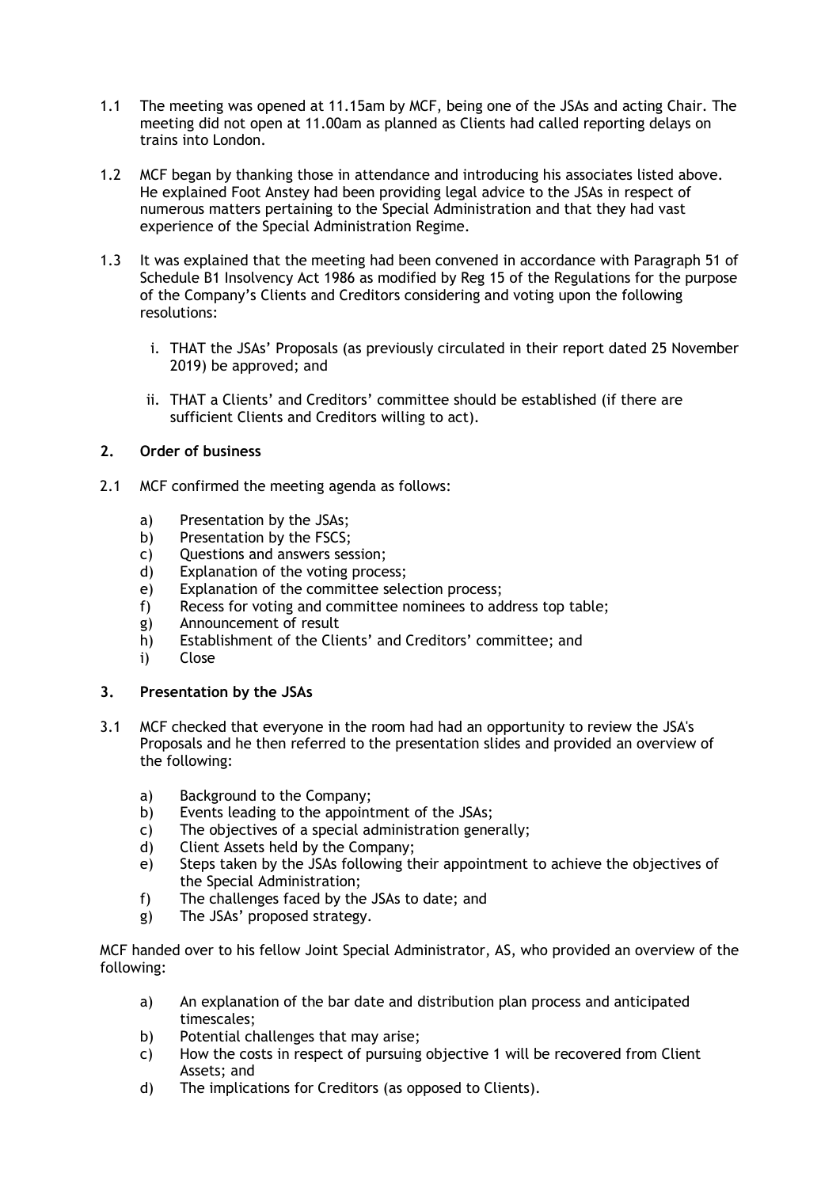1.1 The meeting was opened at 11.15am by MCF, being one of the JSAs and acting Chair. The meeting did not open at 11.00am as planned as Clients had called reporting delays on trains into London.

1.2 MCF began by thanking those in attendance and introducing his associates listed above. He explained Foot Anstey had been providing legal advice to the JSAs in respect of numerous matters pertaining to the Special Administration and that they had vast experience of the Special Administration Regime.

1.3 It was explained that the meeting had been convened in accordance with Paragraph 51 of Schedule B1 Insolvency Act 1986 as modified by Reg 15 of the Regulations for the purpose of the Company's Clients and Creditors considering and voting upon the following resolutions:

   i. THAT the JSAs' Proposals (as previously circulated in their report dated 25 November 2019) be approved; and

   ii. THAT a Clients' and Creditors' committee should be established (if there are sufficient Clients and Creditors willing to act).

## 2. Order of business

2.1 MCF confirmed the meeting agenda as follows:

   a) Presentation by the JSAs;
   b) Presentation by the FSCS;
   c) Questions and answers session;
   d) Explanation of the voting process;
   e) Explanation of the committee selection process;
   f) Recess for voting and committee nominees to address top table;
   g) Announcement of result
   h) Establishment of the Clients' and Creditors' committee; and
   i) Close

## 3. Presentation by the JSAs

3.1 MCF checked that everyone in the room had had an opportunity to review the JSA's Proposals and he then referred to the presentation slides and provided an overview of the following:

   a) Background to the Company;
   b) Events leading to the appointment of the JSAs;
   c) The objectives of a special administration generally;
   d) Client Assets held by the Company;
   e) Steps taken by the JSAs following their appointment to achieve the objectives of the Special Administration;
   f) The challenges faced by the JSAs to date; and
   g) The JSAs' proposed strategy.

MCF handed over to his fellow Joint Special Administrator, AS, who provided an overview of the following:

   a) An explanation of the bar date and distribution plan process and anticipated timescales;
   b) Potential challenges that may arise;
   c) How the costs in respect of pursuing objective 1 will be recovered from Client Assets; and
   d) The implications for Creditors (as opposed to Clients).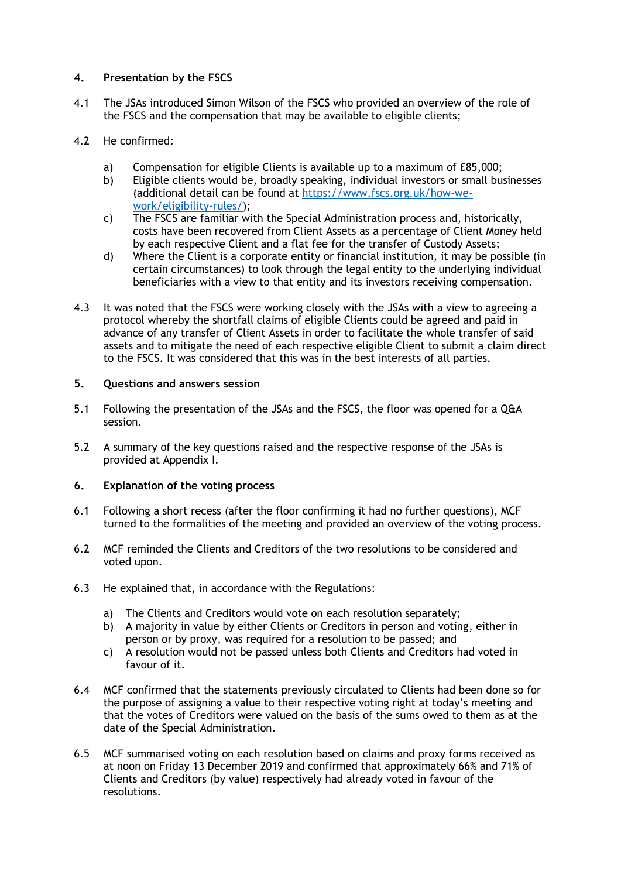## 4. Presentation by the FSCS

4.1 The JSAs introduced Simon Wilson of the FSCS who provided an overview of the role of the FSCS and the compensation that may be available to eligible clients;

4.2 He confirmed:

a) Compensation for eligible Clients is available up to a maximum of £85,000;

b) Eligible clients would be, broadly speaking, individual investors or small businesses (additional detail can be found at [https://www.fscs.org.uk/how-we-work/eligibility-rules/](https://www.fscs.org.uk/how-we-work/eligibility-rules/));

c) The FSCS are familiar with the Special Administration process and, historically, costs have been recovered from Client Assets as a percentage of Client Money held by each respective Client and a flat fee for the transfer of Custody Assets;

d) Where the Client is a corporate entity or financial institution, it may be possible (in certain circumstances) to look through the legal entity to the underlying individual beneficiaries with a view to that entity and its investors receiving compensation.

4.3 It was noted that the FSCS were working closely with the JSAs with a view to agreeing a protocol whereby the shortfall claims of eligible Clients could be agreed and paid in advance of any transfer of Client Assets in order to facilitate the whole transfer of said assets and to mitigate the need of each respective eligible Client to submit a claim direct to the FSCS. It was considered that this was in the best interests of all parties.

## 5. Questions and answers session

5.1 Following the presentation of the JSAs and the FSCS, the floor was opened for a Q&A session.

5.2 A summary of the key questions raised and the respective response of the JSAs is provided at Appendix I.

## 6. Explanation of the voting process

6.1 Following a short recess (after the floor confirming it had no further questions), MCF turned to the formalities of the meeting and provided an overview of the voting process.

6.2 MCF reminded the Clients and Creditors of the two resolutions to be considered and voted upon.

6.3 He explained that, in accordance with the Regulations:

a) The Clients and Creditors would vote on each resolution separately;

b) A majority in value by either Clients or Creditors in person and voting, either in person or by proxy, was required for a resolution to be passed; and

c) A resolution would not be passed unless both Clients and Creditors had voted in favour of it.

6.4 MCF confirmed that the statements previously circulated to Clients had been done so for the purpose of assigning a value to their respective voting right at today's meeting and that the votes of Creditors were valued on the basis of the sums owed to them as at the date of the Special Administration.

6.5 MCF summarised voting on each resolution based on claims and proxy forms received as at noon on Friday 13 December 2019 and confirmed that approximately 66% and 71% of Clients and Creditors (by value) respectively had already voted in favour of the resolutions.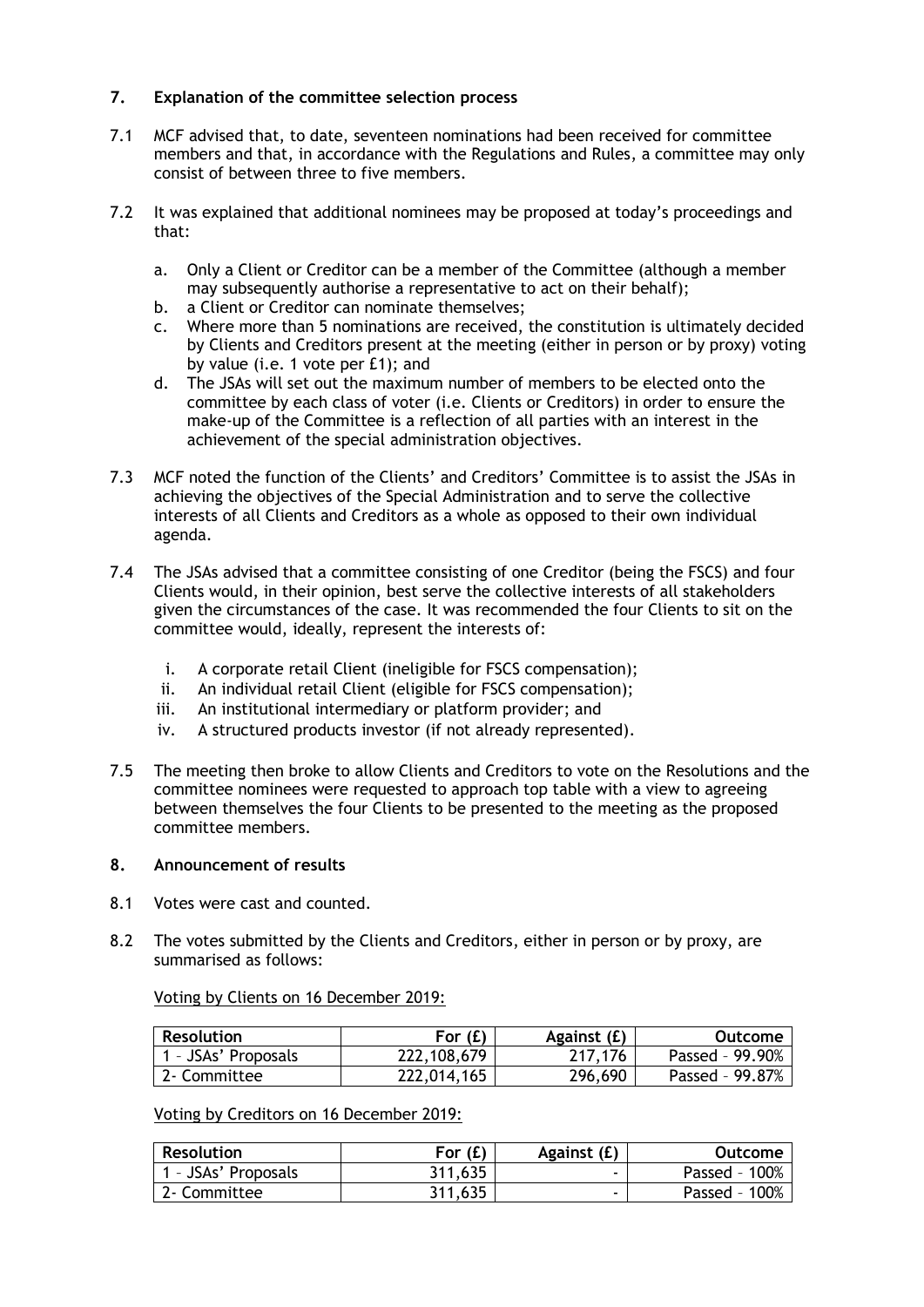## 7. Explanation of the committee selection process

7.1 MCF advised that, to date, seventeen nominations had been received for committee members and that, in accordance with the Regulations and Rules, a committee may only consist of between three to five members.

7.2 It was explained that additional nominees may be proposed at today's proceedings and that:

a. Only a Client or Creditor can be a member of the Committee (although a member may subsequently authorise a representative to act on their behalf);
b. a Client or Creditor can nominate themselves;
c. Where more than 5 nominations are received, the constitution is ultimately decided by Clients and Creditors present at the meeting (either in person or by proxy) voting by value (i.e. 1 vote per £1); and
d. The JSAs will set out the maximum number of members to be elected onto the committee by each class of voter (i.e. Clients or Creditors) in order to ensure the make-up of the Committee is a reflection of all parties with an interest in the achievement of the special administration objectives.

7.3 MCF noted the function of the Clients' and Creditors' Committee is to assist the JSAs in achieving the objectives of the Special Administration and to serve the collective interests of all Clients and Creditors as a whole as opposed to their own individual agenda.

7.4 The JSAs advised that a committee consisting of one Creditor (being the FSCS) and four Clients would, in their opinion, best serve the collective interests of all stakeholders given the circumstances of the case. It was recommended the four Clients to sit on the committee would, ideally, represent the interests of:

i. A corporate retail Client (ineligible for FSCS compensation);
ii. An individual retail Client (eligible for FSCS compensation);
iii. An institutional intermediary or platform provider; and
iv. A structured products investor (if not already represented).

7.5 The meeting then broke to allow Clients and Creditors to vote on the Resolutions and the committee nominees were requested to approach top table with a view to agreeing between themselves the four Clients to be presented to the meeting as the proposed committee members.

## 8. Announcement of results

8.1 Votes were cast and counted.

8.2 The votes submitted by the Clients and Creditors, either in person or by proxy, are summarised as follows:

Voting by Clients on 16 December 2019:

| Resolution | For (£) | Against (£) | Outcome |
|---|---|---|---|
| 1 – JSAs' Proposals | 222,108,679 | 217,176 | Passed – 99.90% |
| 2- Committee | 222,014,165 | 296,690 | Passed – 99.87% |

Voting by Creditors on 16 December 2019:

| Resolution | For (£) | Against (£) | Outcome |
|---|---|---|---|
| 1 – JSAs' Proposals | 311,635 | - | Passed – 100% |
| 2- Committee | 311,635 | - | Passed – 100% |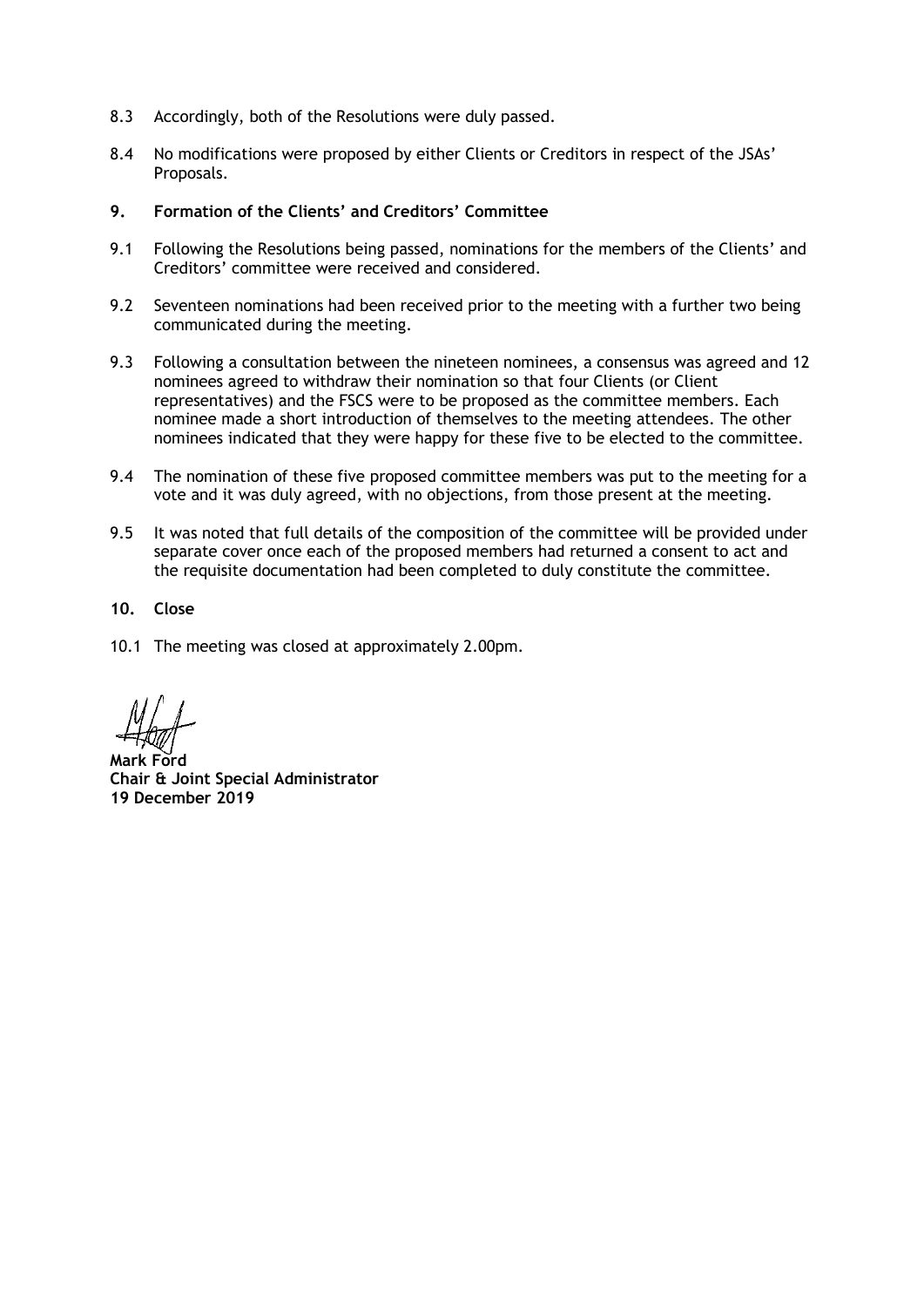8.3 Accordingly, both of the Resolutions were duly passed.

8.4 No modifications were proposed by either Clients or Creditors in respect of the JSAs' Proposals.

**9. Formation of the Clients' and Creditors' Committee**

9.1 Following the Resolutions being passed, nominations for the members of the Clients' and Creditors' committee were received and considered.

9.2 Seventeen nominations had been received prior to the meeting with a further two being communicated during the meeting.

9.3 Following a consultation between the nineteen nominees, a consensus was agreed and 12 nominees agreed to withdraw their nomination so that four Clients (or Client representatives) and the FSCS were to be proposed as the committee members. Each nominee made a short introduction of themselves to the meeting attendees. The other nominees indicated that they were happy for these five to be elected to the committee.

9.4 The nomination of these five proposed committee members was put to the meeting for a vote and it was duly agreed, with no objections, from those present at the meeting.

9.5 It was noted that full details of the composition of the committee will be provided under separate cover once each of the proposed members had returned a consent to act and the requisite documentation had been completed to duly constitute the committee.

**10. Close**

10.1 The meeting was closed at approximately 2.00pm.

**Mark Ford**
**Chair & Joint Special Administrator**
**19 December 2019**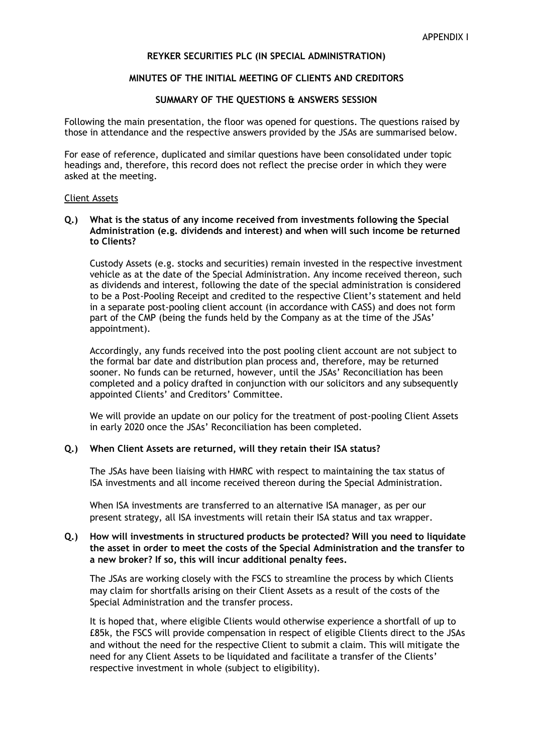APPENDIX I

**REYKER SECURITIES PLC (IN SPECIAL ADMINISTRATION)**

**MINUTES OF THE INITIAL MEETING OF CLIENTS AND CREDITORS**

**SUMMARY OF THE QUESTIONS & ANSWERS SESSION**

Following the main presentation, the floor was opened for questions. The questions raised by those in attendance and the respective answers provided by the JSAs are summarised below.

For ease of reference, duplicated and similar questions have been consolidated under topic headings and, therefore, this record does not reflect the precise order in which they were asked at the meeting.

Client Assets

**Q.) What is the status of any income received from investments following the Special Administration (e.g. dividends and interest) and when will such income be returned to Clients?**

Custody Assets (e.g. stocks and securities) remain invested in the respective investment vehicle as at the date of the Special Administration. Any income received thereon, such as dividends and interest, following the date of the special administration is considered to be a Post-Pooling Receipt and credited to the respective Client's statement and held in a separate post-pooling client account (in accordance with CASS) and does not form part of the CMP (being the funds held by the Company as at the time of the JSAs' appointment).

Accordingly, any funds received into the post pooling client account are not subject to the formal bar date and distribution plan process and, therefore, may be returned sooner. No funds can be returned, however, until the JSAs' Reconciliation has been completed and a policy drafted in conjunction with our solicitors and any subsequently appointed Clients' and Creditors' Committee.

We will provide an update on our policy for the treatment of post-pooling Client Assets in early 2020 once the JSAs' Reconciliation has been completed.

**Q.) When Client Assets are returned, will they retain their ISA status?**

The JSAs have been liaising with HMRC with respect to maintaining the tax status of ISA investments and all income received thereon during the Special Administration.

When ISA investments are transferred to an alternative ISA manager, as per our present strategy, all ISA investments will retain their ISA status and tax wrapper.

**Q.) How will investments in structured products be protected? Will you need to liquidate the asset in order to meet the costs of the Special Administration and the transfer to a new broker? If so, this will incur additional penalty fees.**

The JSAs are working closely with the FSCS to streamline the process by which Clients may claim for shortfalls arising on their Client Assets as a result of the costs of the Special Administration and the transfer process.

It is hoped that, where eligible Clients would otherwise experience a shortfall of up to £85k, the FSCS will provide compensation in respect of eligible Clients direct to the JSAs and without the need for the respective Client to submit a claim. This will mitigate the need for any Client Assets to be liquidated and facilitate a transfer of the Clients' respective investment in whole (subject to eligibility).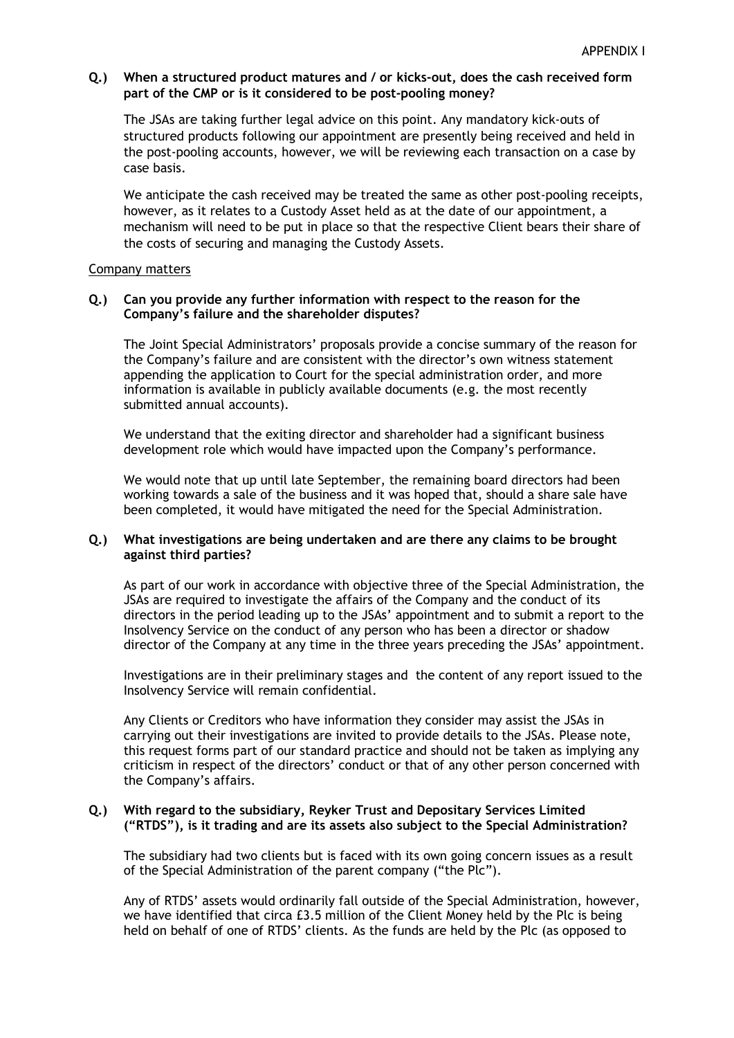APPENDIX I

**Q.) When a structured product matures and / or kicks-out, does the cash received form part of the CMP or is it considered to be post-pooling money?**

The JSAs are taking further legal advice on this point. Any mandatory kick-outs of structured products following our appointment are presently being received and held in the post-pooling accounts, however, we will be reviewing each transaction on a case by case basis.

We anticipate the cash received may be treated the same as other post-pooling receipts, however, as it relates to a Custody Asset held as at the date of our appointment, a mechanism will need to be put in place so that the respective Client bears their share of the costs of securing and managing the Custody Assets.

Company matters

**Q.) Can you provide any further information with respect to the reason for the Company's failure and the shareholder disputes?**

The Joint Special Administrators' proposals provide a concise summary of the reason for the Company's failure and are consistent with the director's own witness statement appending the application to Court for the special administration order, and more information is available in publicly available documents (e.g. the most recently submitted annual accounts).

We understand that the exiting director and shareholder had a significant business development role which would have impacted upon the Company's performance.

We would note that up until late September, the remaining board directors had been working towards a sale of the business and it was hoped that, should a share sale have been completed, it would have mitigated the need for the Special Administration.

**Q.) What investigations are being undertaken and are there any claims to be brought against third parties?**

As part of our work in accordance with objective three of the Special Administration, the JSAs are required to investigate the affairs of the Company and the conduct of its directors in the period leading up to the JSAs' appointment and to submit a report to the Insolvency Service on the conduct of any person who has been a director or shadow director of the Company at any time in the three years preceding the JSAs' appointment.

Investigations are in their preliminary stages and the content of any report issued to the Insolvency Service will remain confidential.

Any Clients or Creditors who have information they consider may assist the JSAs in carrying out their investigations are invited to provide details to the JSAs. Please note, this request forms part of our standard practice and should not be taken as implying any criticism in respect of the directors' conduct or that of any other person concerned with the Company's affairs.

**Q.) With regard to the subsidiary, Reyker Trust and Depositary Services Limited ("RTDS"), is it trading and are its assets also subject to the Special Administration?**

The subsidiary had two clients but is faced with its own going concern issues as a result of the Special Administration of the parent company ("the Plc").

Any of RTDS' assets would ordinarily fall outside of the Special Administration, however, we have identified that circa £3.5 million of the Client Money held by the Plc is being held on behalf of one of RTDS' clients. As the funds are held by the Plc (as opposed to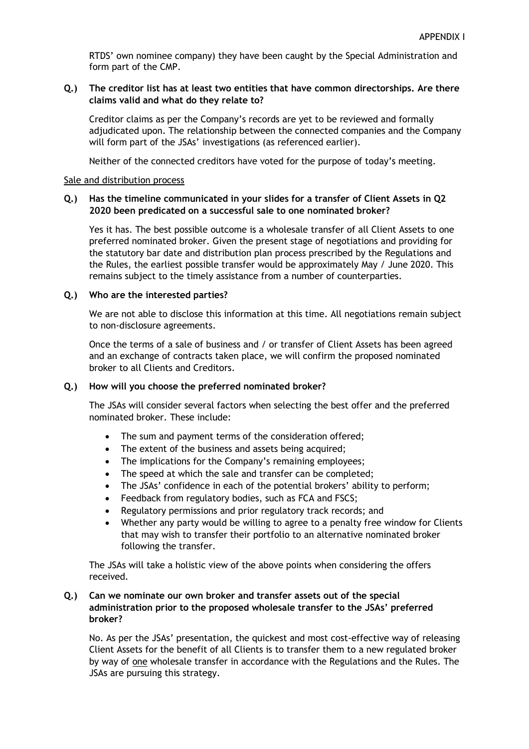RTDS' own nominee company) they have been caught by the Special Administration and form part of the CMP.

**Q.) The creditor list has at least two entities that have common directorships. Are there claims valid and what do they relate to?**

Creditor claims as per the Company's records are yet to be reviewed and formally adjudicated upon. The relationship between the connected companies and the Company will form part of the JSAs' investigations (as referenced earlier).

Neither of the connected creditors have voted for the purpose of today's meeting.

Sale and distribution process

**Q.) Has the timeline communicated in your slides for a transfer of Client Assets in Q2 2020 been predicated on a successful sale to one nominated broker?**

Yes it has. The best possible outcome is a wholesale transfer of all Client Assets to one preferred nominated broker. Given the present stage of negotiations and providing for the statutory bar date and distribution plan process prescribed by the Regulations and the Rules, the earliest possible transfer would be approximately May / June 2020. This remains subject to the timely assistance from a number of counterparties.

**Q.) Who are the interested parties?**

We are not able to disclose this information at this time. All negotiations remain subject to non-disclosure agreements.

Once the terms of a sale of business and / or transfer of Client Assets has been agreed and an exchange of contracts taken place, we will confirm the proposed nominated broker to all Clients and Creditors.

**Q.) How will you choose the preferred nominated broker?**

The JSAs will consider several factors when selecting the best offer and the preferred nominated broker. These include:

- The sum and payment terms of the consideration offered;
- The extent of the business and assets being acquired;
- The implications for the Company's remaining employees;
- The speed at which the sale and transfer can be completed;
- The JSAs' confidence in each of the potential brokers' ability to perform;
- Feedback from regulatory bodies, such as FCA and FSCS;
- Regulatory permissions and prior regulatory track records; and
- Whether any party would be willing to agree to a penalty free window for Clients that may wish to transfer their portfolio to an alternative nominated broker following the transfer.

The JSAs will take a holistic view of the above points when considering the offers received.

**Q.) Can we nominate our own broker and transfer assets out of the special administration prior to the proposed wholesale transfer to the JSAs' preferred broker?**

No. As per the JSAs' presentation, the quickest and most cost-effective way of releasing Client Assets for the benefit of all Clients is to transfer them to a new regulated broker by way of one wholesale transfer in accordance with the Regulations and the Rules. The JSAs are pursuing this strategy.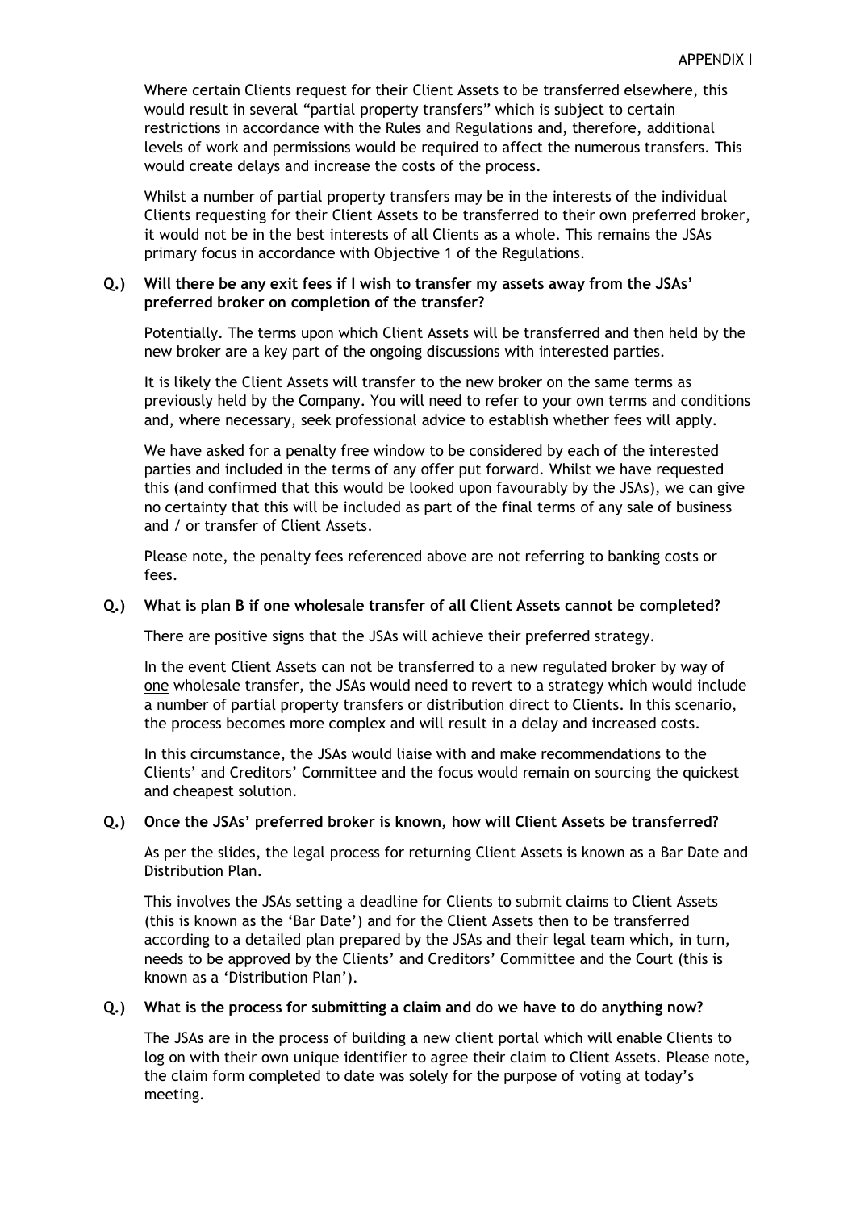Where certain Clients request for their Client Assets to be transferred elsewhere, this would result in several "partial property transfers" which is subject to certain restrictions in accordance with the Rules and Regulations and, therefore, additional levels of work and permissions would be required to affect the numerous transfers. This would create delays and increase the costs of the process.

Whilst a number of partial property transfers may be in the interests of the individual Clients requesting for their Client Assets to be transferred to their own preferred broker, it would not be in the best interests of all Clients as a whole. This remains the JSAs primary focus in accordance with Objective 1 of the Regulations.

**Q.) Will there be any exit fees if I wish to transfer my assets away from the JSAs' preferred broker on completion of the transfer?**

Potentially. The terms upon which Client Assets will be transferred and then held by the new broker are a key part of the ongoing discussions with interested parties.

It is likely the Client Assets will transfer to the new broker on the same terms as previously held by the Company. You will need to refer to your own terms and conditions and, where necessary, seek professional advice to establish whether fees will apply.

We have asked for a penalty free window to be considered by each of the interested parties and included in the terms of any offer put forward. Whilst we have requested this (and confirmed that this would be looked upon favourably by the JSAs), we can give no certainty that this will be included as part of the final terms of any sale of business and / or transfer of Client Assets.

Please note, the penalty fees referenced above are not referring to banking costs or fees.

**Q.) What is plan B if one wholesale transfer of all Client Assets cannot be completed?**

There are positive signs that the JSAs will achieve their preferred strategy.

In the event Client Assets can not be transferred to a new regulated broker by way of <u>one</u> wholesale transfer, the JSAs would need to revert to a strategy which would include a number of partial property transfers or distribution direct to Clients. In this scenario, the process becomes more complex and will result in a delay and increased costs.

In this circumstance, the JSAs would liaise with and make recommendations to the Clients' and Creditors' Committee and the focus would remain on sourcing the quickest and cheapest solution.

**Q.) Once the JSAs' preferred broker is known, how will Client Assets be transferred?**

As per the slides, the legal process for returning Client Assets is known as a Bar Date and Distribution Plan.

This involves the JSAs setting a deadline for Clients to submit claims to Client Assets (this is known as the 'Bar Date') and for the Client Assets then to be transferred according to a detailed plan prepared by the JSAs and their legal team which, in turn, needs to be approved by the Clients' and Creditors' Committee and the Court (this is known as a 'Distribution Plan').

**Q.) What is the process for submitting a claim and do we have to do anything now?**

The JSAs are in the process of building a new client portal which will enable Clients to log on with their own unique identifier to agree their claim to Client Assets. Please note, the claim form completed to date was solely for the purpose of voting at today's meeting.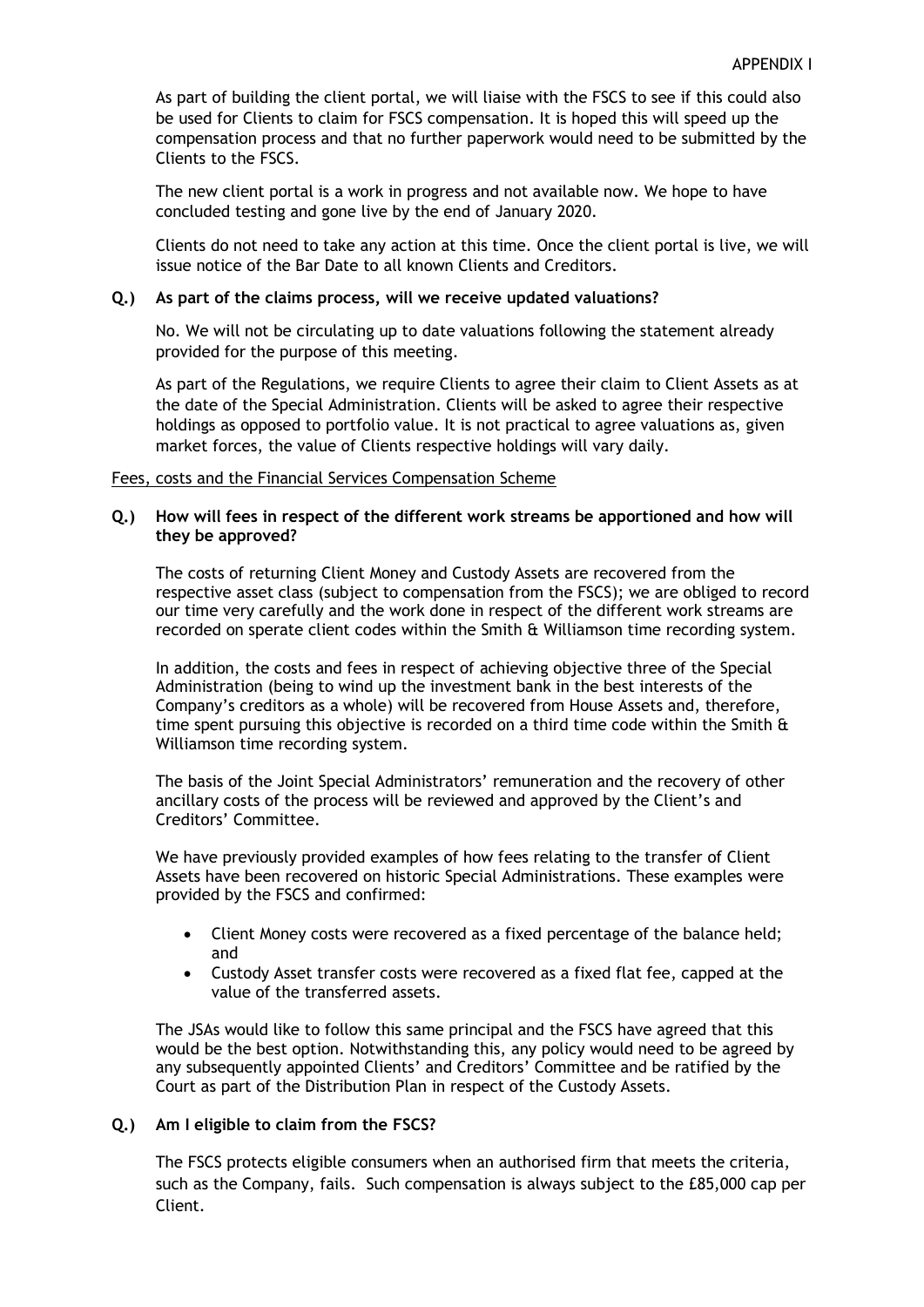As part of building the client portal, we will liaise with the FSCS to see if this could also be used for Clients to claim for FSCS compensation. It is hoped this will speed up the compensation process and that no further paperwork would need to be submitted by the Clients to the FSCS.

The new client portal is a work in progress and not available now. We hope to have concluded testing and gone live by the end of January 2020.

Clients do not need to take any action at this time. Once the client portal is live, we will issue notice of the Bar Date to all known Clients and Creditors.

**Q.) As part of the claims process, will we receive updated valuations?**

No. We will not be circulating up to date valuations following the statement already provided for the purpose of this meeting.

As part of the Regulations, we require Clients to agree their claim to Client Assets as at the date of the Special Administration. Clients will be asked to agree their respective holdings as opposed to portfolio value. It is not practical to agree valuations as, given market forces, the value of Clients respective holdings will vary daily.

Fees, costs and the Financial Services Compensation Scheme

**Q.) How will fees in respect of the different work streams be apportioned and how will they be approved?**

The costs of returning Client Money and Custody Assets are recovered from the respective asset class (subject to compensation from the FSCS); we are obliged to record our time very carefully and the work done in respect of the different work streams are recorded on sperate client codes within the Smith & Williamson time recording system.

In addition, the costs and fees in respect of achieving objective three of the Special Administration (being to wind up the investment bank in the best interests of the Company's creditors as a whole) will be recovered from House Assets and, therefore, time spent pursuing this objective is recorded on a third time code within the Smith & Williamson time recording system.

The basis of the Joint Special Administrators' remuneration and the recovery of other ancillary costs of the process will be reviewed and approved by the Client's and Creditors' Committee.

We have previously provided examples of how fees relating to the transfer of Client Assets have been recovered on historic Special Administrations. These examples were provided by the FSCS and confirmed:

- Client Money costs were recovered as a fixed percentage of the balance held; and
- Custody Asset transfer costs were recovered as a fixed flat fee, capped at the value of the transferred assets.

The JSAs would like to follow this same principal and the FSCS have agreed that this would be the best option. Notwithstanding this, any policy would need to be agreed by any subsequently appointed Clients' and Creditors' Committee and be ratified by the Court as part of the Distribution Plan in respect of the Custody Assets.

**Q.) Am I eligible to claim from the FSCS?**

The FSCS protects eligible consumers when an authorised firm that meets the criteria, such as the Company, fails. Such compensation is always subject to the £85,000 cap per Client.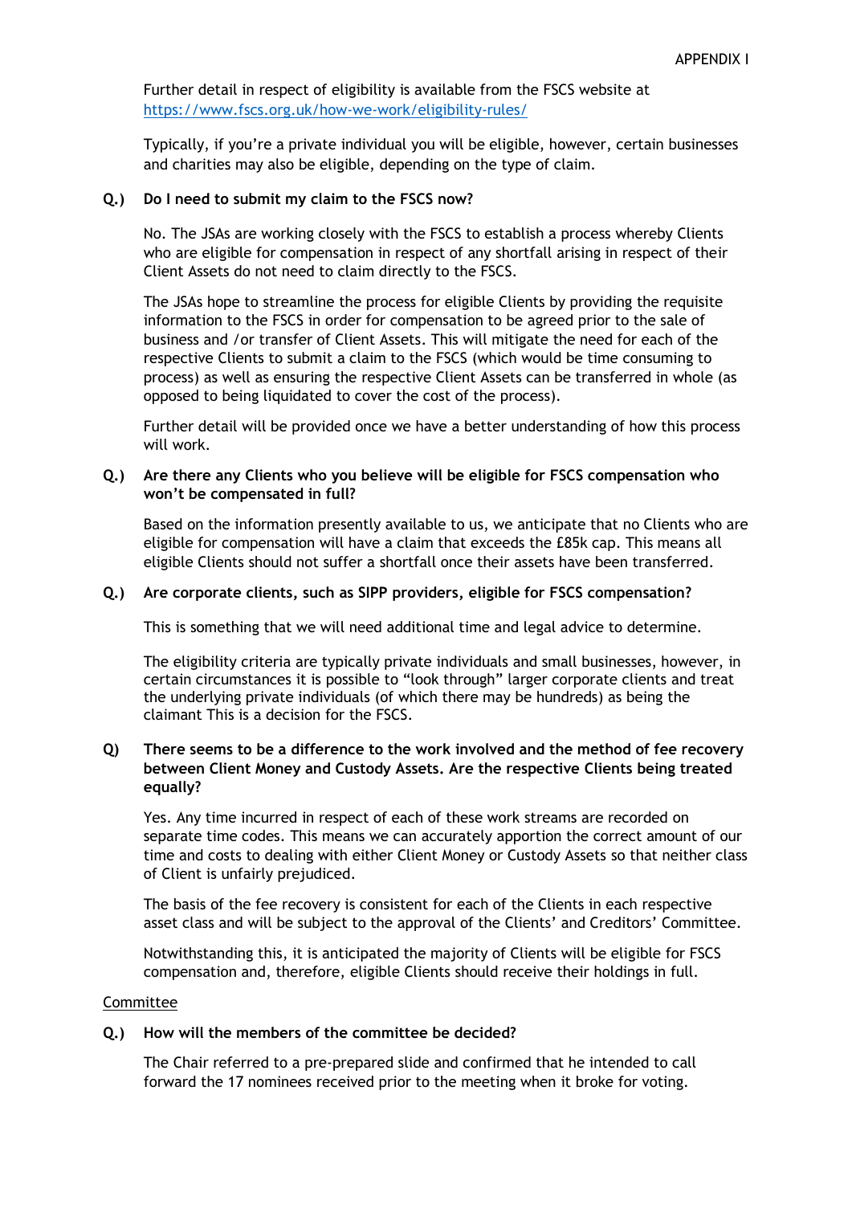Further detail in respect of eligibility is available from the FSCS website at https://www.fscs.org.uk/how-we-work/eligibility-rules/

Typically, if you're a private individual you will be eligible, however, certain businesses and charities may also be eligible, depending on the type of claim.

**Q.) Do I need to submit my claim to the FSCS now?**

No. The JSAs are working closely with the FSCS to establish a process whereby Clients who are eligible for compensation in respect of any shortfall arising in respect of their Client Assets do not need to claim directly to the FSCS.

The JSAs hope to streamline the process for eligible Clients by providing the requisite information to the FSCS in order for compensation to be agreed prior to the sale of business and /or transfer of Client Assets. This will mitigate the need for each of the respective Clients to submit a claim to the FSCS (which would be time consuming to process) as well as ensuring the respective Client Assets can be transferred in whole (as opposed to being liquidated to cover the cost of the process).

Further detail will be provided once we have a better understanding of how this process will work.

**Q.) Are there any Clients who you believe will be eligible for FSCS compensation who won't be compensated in full?**

Based on the information presently available to us, we anticipate that no Clients who are eligible for compensation will have a claim that exceeds the £85k cap. This means all eligible Clients should not suffer a shortfall once their assets have been transferred.

**Q.) Are corporate clients, such as SIPP providers, eligible for FSCS compensation?**

This is something that we will need additional time and legal advice to determine.

The eligibility criteria are typically private individuals and small businesses, however, in certain circumstances it is possible to "look through" larger corporate clients and treat the underlying private individuals (of which there may be hundreds) as being the claimant This is a decision for the FSCS.

**Q) There seems to be a difference to the work involved and the method of fee recovery between Client Money and Custody Assets. Are the respective Clients being treated equally?**

Yes. Any time incurred in respect of each of these work streams are recorded on separate time codes. This means we can accurately apportion the correct amount of our time and costs to dealing with either Client Money or Custody Assets so that neither class of Client is unfairly prejudiced.

The basis of the fee recovery is consistent for each of the Clients in each respective asset class and will be subject to the approval of the Clients' and Creditors' Committee.

Notwithstanding this, it is anticipated the majority of Clients will be eligible for FSCS compensation and, therefore, eligible Clients should receive their holdings in full.

<u>Committee</u>

**Q.) How will the members of the committee be decided?**

The Chair referred to a pre-prepared slide and confirmed that he intended to call forward the 17 nominees received prior to the meeting when it broke for voting.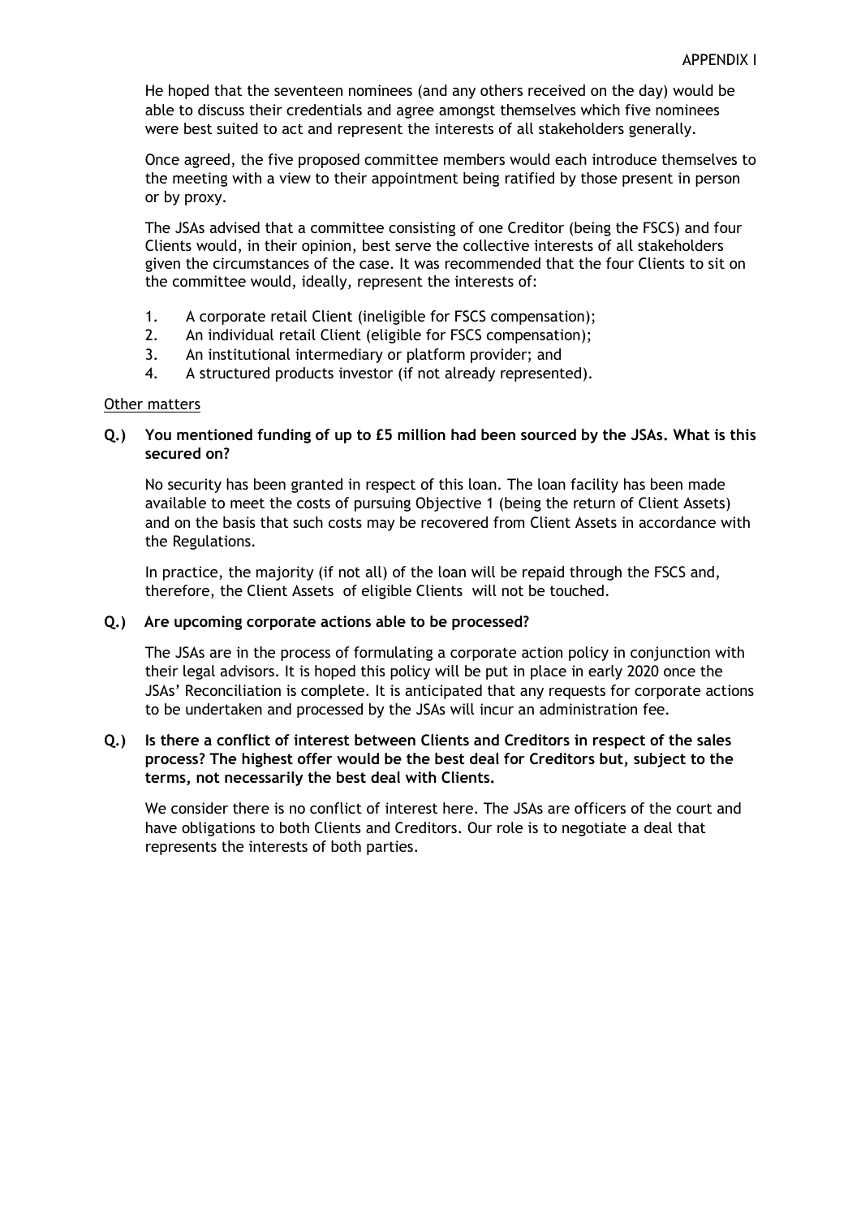He hoped that the seventeen nominees (and any others received on the day) would be able to discuss their credentials and agree amongst themselves which five nominees were best suited to act and represent the interests of all stakeholders generally.

Once agreed, the five proposed committee members would each introduce themselves to the meeting with a view to their appointment being ratified by those present in person or by proxy.

The JSAs advised that a committee consisting of one Creditor (being the FSCS) and four Clients would, in their opinion, best serve the collective interests of all stakeholders given the circumstances of the case. It was recommended that the four Clients to sit on the committee would, ideally, represent the interests of:

1. A corporate retail Client (ineligible for FSCS compensation);
2. An individual retail Client (eligible for FSCS compensation);
3. An institutional intermediary or platform provider; and
4. A structured products investor (if not already represented).

<u>Other matters</u>

**Q.) You mentioned funding of up to £5 million had been sourced by the JSAs. What is this secured on?**

No security has been granted in respect of this loan. The loan facility has been made available to meet the costs of pursuing Objective 1 (being the return of Client Assets) and on the basis that such costs may be recovered from Client Assets in accordance with the Regulations.

In practice, the majority (if not all) of the loan will be repaid through the FSCS and, therefore, the Client Assets of eligible Clients will not be touched.

**Q.) Are upcoming corporate actions able to be processed?**

The JSAs are in the process of formulating a corporate action policy in conjunction with their legal advisors. It is hoped this policy will be put in place in early 2020 once the JSAs' Reconciliation is complete. It is anticipated that any requests for corporate actions to be undertaken and processed by the JSAs will incur an administration fee.

**Q.) Is there a conflict of interest between Clients and Creditors in respect of the sales process? The highest offer would be the best deal for Creditors but, subject to the terms, not necessarily the best deal with Clients.**

We consider there is no conflict of interest here. The JSAs are officers of the court and have obligations to both Clients and Creditors. Our role is to negotiate a deal that represents the interests of both parties.